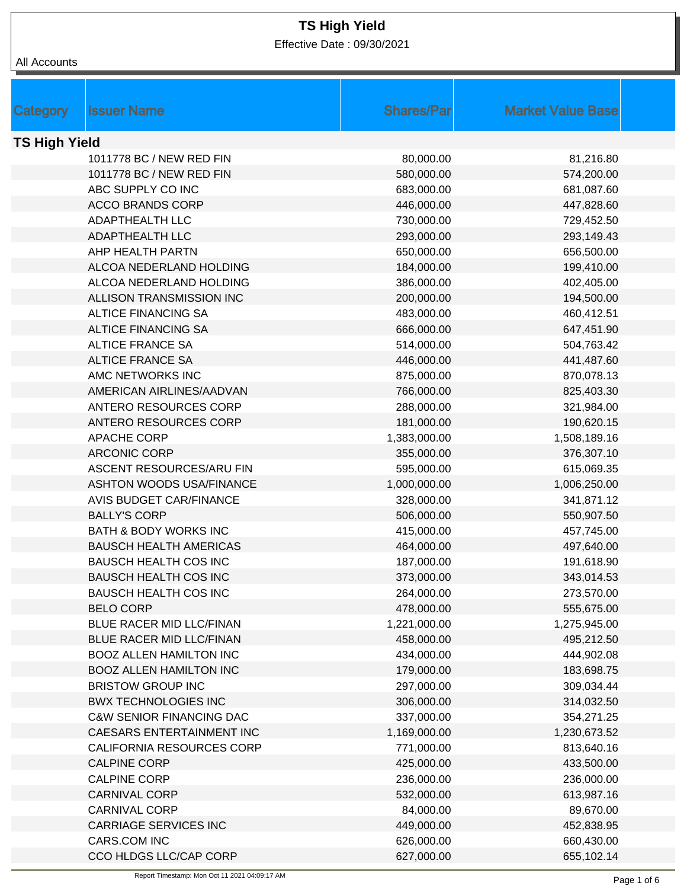# TS High Yield

Effective Date : 09/30/2021

All Accounts

| Category | Issuer Name | Shares/Par | Market Value Base |
|---|---|---|---|
| **TS High Yield** | | | |
| | 1011778 BC / NEW RED FIN | 80,000.00 | 81,216.80 |
| | 1011778 BC / NEW RED FIN | 580,000.00 | 574,200.00 |
| | ABC SUPPLY CO INC | 683,000.00 | 681,087.60 |
| | ACCO BRANDS CORP | 446,000.00 | 447,828.60 |
| | ADAPTHEALTH LLC | 730,000.00 | 729,452.50 |
| | ADAPTHEALTH LLC | 293,000.00 | 293,149.43 |
| | AHP HEALTH PARTN | 650,000.00 | 656,500.00 |
| | ALCOA NEDERLAND HOLDING | 184,000.00 | 199,410.00 |
| | ALCOA NEDERLAND HOLDING | 386,000.00 | 402,405.00 |
| | ALLISON TRANSMISSION INC | 200,000.00 | 194,500.00 |
| | ALTICE FINANCING SA | 483,000.00 | 460,412.51 |
| | ALTICE FINANCING SA | 666,000.00 | 647,451.90 |
| | ALTICE FRANCE SA | 514,000.00 | 504,763.42 |
| | ALTICE FRANCE SA | 446,000.00 | 441,487.60 |
| | AMC NETWORKS INC | 875,000.00 | 870,078.13 |
| | AMERICAN AIRLINES/AADVAN | 766,000.00 | 825,403.30 |
| | ANTERO RESOURCES CORP | 288,000.00 | 321,984.00 |
| | ANTERO RESOURCES CORP | 181,000.00 | 190,620.15 |
| | APACHE CORP | 1,383,000.00 | 1,508,189.16 |
| | ARCONIC CORP | 355,000.00 | 376,307.10 |
| | ASCENT RESOURCES/ARU FIN | 595,000.00 | 615,069.35 |
| | ASHTON WOODS USA/FINANCE | 1,000,000.00 | 1,006,250.00 |
| | AVIS BUDGET CAR/FINANCE | 328,000.00 | 341,871.12 |
| | BALLY'S CORP | 506,000.00 | 550,907.50 |
| | BATH & BODY WORKS INC | 415,000.00 | 457,745.00 |
| | BAUSCH HEALTH AMERICAS | 464,000.00 | 497,640.00 |
| | BAUSCH HEALTH COS INC | 187,000.00 | 191,618.90 |
| | BAUSCH HEALTH COS INC | 373,000.00 | 343,014.53 |
| | BAUSCH HEALTH COS INC | 264,000.00 | 273,570.00 |
| | BELO CORP | 478,000.00 | 555,675.00 |
| | BLUE RACER MID LLC/FINAN | 1,221,000.00 | 1,275,945.00 |
| | BLUE RACER MID LLC/FINAN | 458,000.00 | 495,212.50 |
| | BOOZ ALLEN HAMILTON INC | 434,000.00 | 444,902.08 |
| | BOOZ ALLEN HAMILTON INC | 179,000.00 | 183,698.75 |
| | BRISTOW GROUP INC | 297,000.00 | 309,034.44 |
| | BWX TECHNOLOGIES INC | 306,000.00 | 314,032.50 |
| | C&W SENIOR FINANCING DAC | 337,000.00 | 354,271.25 |
| | CAESARS ENTERTAINMENT INC | 1,169,000.00 | 1,230,673.52 |
| | CALIFORNIA RESOURCES CORP | 771,000.00 | 813,640.16 |
| | CALPINE CORP | 425,000.00 | 433,500.00 |
| | CALPINE CORP | 236,000.00 | 236,000.00 |
| | CARNIVAL CORP | 532,000.00 | 613,987.16 |
| | CARNIVAL CORP | 84,000.00 | 89,670.00 |
| | CARRIAGE SERVICES INC | 449,000.00 | 452,838.95 |
| | CARS.COM INC | 626,000.00 | 660,430.00 |
| | CCO HLDGS LLC/CAP CORP | 627,000.00 | 655,102.14 |

Report Timestamp: Mon Oct 11 2021 04:09:17 AM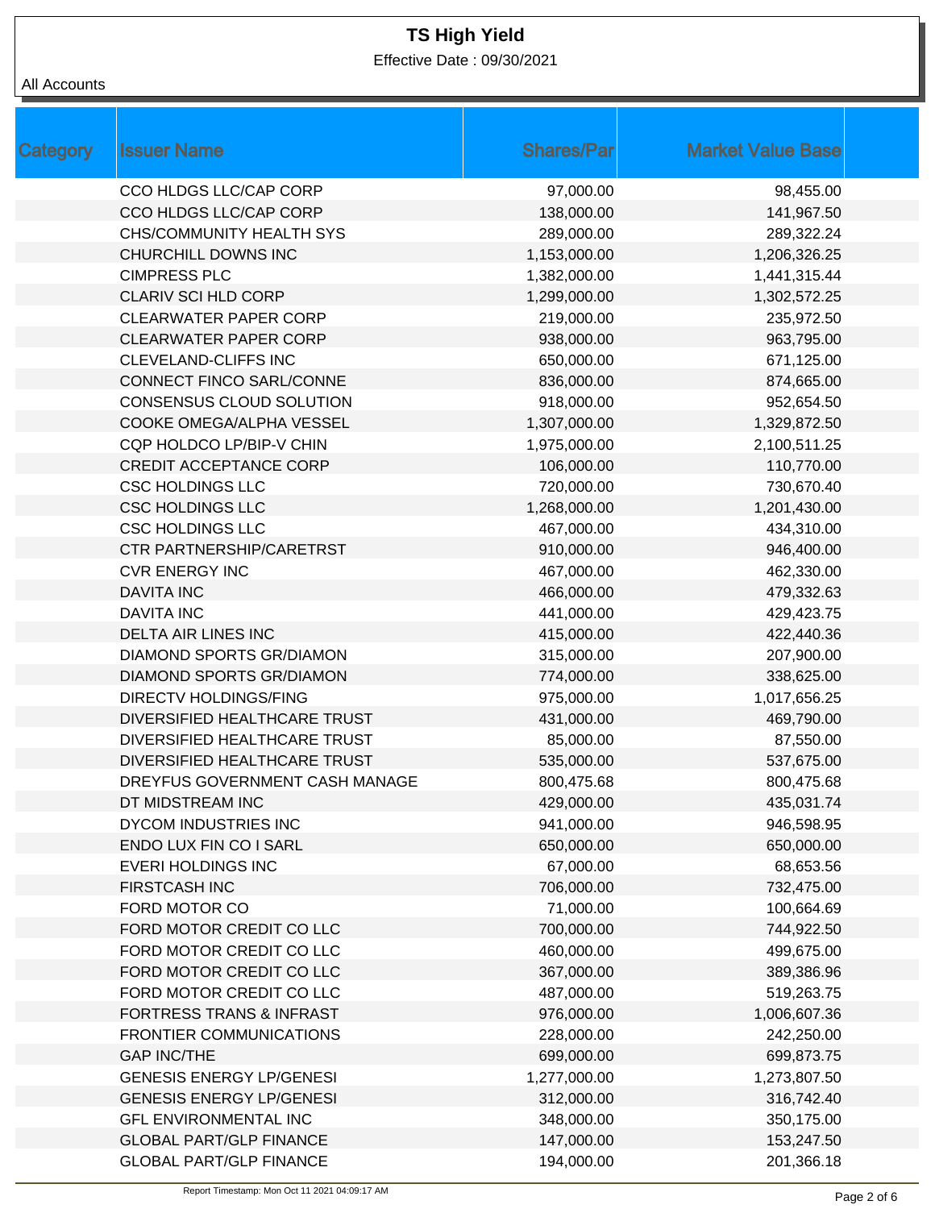# TS High Yield

Effective Date : 09/30/2021

All Accounts

| Category | Issuer Name | Shares/Par | Market Value Base |
|---|---|---|---|
| | CCO HLDGS LLC/CAP CORP | 97,000.00 | 98,455.00 |
| | CCO HLDGS LLC/CAP CORP | 138,000.00 | 141,967.50 |
| | CHS/COMMUNITY HEALTH SYS | 289,000.00 | 289,322.24 |
| | CHURCHILL DOWNS INC | 1,153,000.00 | 1,206,326.25 |
| | CIMPRESS PLC | 1,382,000.00 | 1,441,315.44 |
| | CLARIV SCI HLD CORP | 1,299,000.00 | 1,302,572.25 |
| | CLEARWATER PAPER CORP | 219,000.00 | 235,972.50 |
| | CLEARWATER PAPER CORP | 938,000.00 | 963,795.00 |
| | CLEVELAND-CLIFFS INC | 650,000.00 | 671,125.00 |
| | CONNECT FINCO SARL/CONNE | 836,000.00 | 874,665.00 |
| | CONSENSUS CLOUD SOLUTION | 918,000.00 | 952,654.50 |
| | COOKE OMEGA/ALPHA VESSEL | 1,307,000.00 | 1,329,872.50 |
| | CQP HOLDCO LP/BIP-V CHIN | 1,975,000.00 | 2,100,511.25 |
| | CREDIT ACCEPTANCE CORP | 106,000.00 | 110,770.00 |
| | CSC HOLDINGS LLC | 720,000.00 | 730,670.40 |
| | CSC HOLDINGS LLC | 1,268,000.00 | 1,201,430.00 |
| | CSC HOLDINGS LLC | 467,000.00 | 434,310.00 |
| | CTR PARTNERSHIP/CARETRST | 910,000.00 | 946,400.00 |
| | CVR ENERGY INC | 467,000.00 | 462,330.00 |
| | DAVITA INC | 466,000.00 | 479,332.63 |
| | DAVITA INC | 441,000.00 | 429,423.75 |
| | DELTA AIR LINES INC | 415,000.00 | 422,440.36 |
| | DIAMOND SPORTS GR/DIAMON | 315,000.00 | 207,900.00 |
| | DIAMOND SPORTS GR/DIAMON | 774,000.00 | 338,625.00 |
| | DIRECTV HOLDINGS/FING | 975,000.00 | 1,017,656.25 |
| | DIVERSIFIED HEALTHCARE TRUST | 431,000.00 | 469,790.00 |
| | DIVERSIFIED HEALTHCARE TRUST | 85,000.00 | 87,550.00 |
| | DIVERSIFIED HEALTHCARE TRUST | 535,000.00 | 537,675.00 |
| | DREYFUS GOVERNMENT CASH MANAGE | 800,475.68 | 800,475.68 |
| | DT MIDSTREAM INC | 429,000.00 | 435,031.74 |
| | DYCOM INDUSTRIES INC | 941,000.00 | 946,598.95 |
| | ENDO LUX FIN CO I SARL | 650,000.00 | 650,000.00 |
| | EVERI HOLDINGS INC | 67,000.00 | 68,653.56 |
| | FIRSTCASH INC | 706,000.00 | 732,475.00 |
| | FORD MOTOR CO | 71,000.00 | 100,664.69 |
| | FORD MOTOR CREDIT CO LLC | 700,000.00 | 744,922.50 |
| | FORD MOTOR CREDIT CO LLC | 460,000.00 | 499,675.00 |
| | FORD MOTOR CREDIT CO LLC | 367,000.00 | 389,386.96 |
| | FORD MOTOR CREDIT CO LLC | 487,000.00 | 519,263.75 |
| | FORTRESS TRANS & INFRAST | 976,000.00 | 1,006,607.36 |
| | FRONTIER COMMUNICATIONS | 228,000.00 | 242,250.00 |
| | GAP INC/THE | 699,000.00 | 699,873.75 |
| | GENESIS ENERGY LP/GENESI | 1,277,000.00 | 1,273,807.50 |
| | GENESIS ENERGY LP/GENESI | 312,000.00 | 316,742.40 |
| | GFL ENVIRONMENTAL INC | 348,000.00 | 350,175.00 |
| | GLOBAL PART/GLP FINANCE | 147,000.00 | 153,247.50 |
| | GLOBAL PART/GLP FINANCE | 194,000.00 | 201,366.18 |

Report Timestamp: Mon Oct 11 2021 04:09:17 AM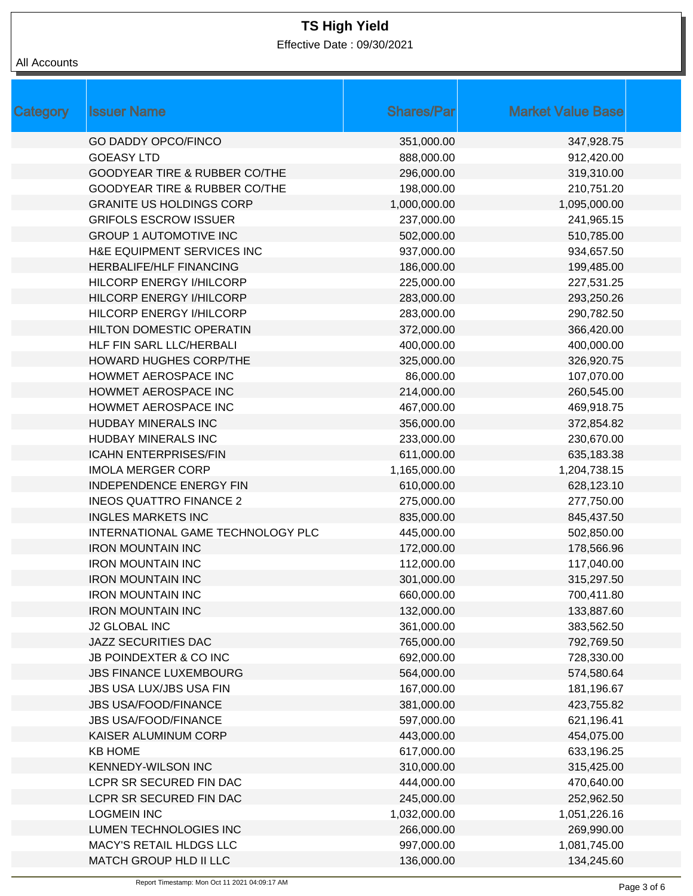# TS High Yield

Effective Date : 09/30/2021

All Accounts

| Category | Issuer Name | Shares/Par | Market Value Base |
|---|---|---|---|
| | GO DADDY OPCO/FINCO | 351,000.00 | 347,928.75 |
| | GOEASY LTD | 888,000.00 | 912,420.00 |
| | GOODYEAR TIRE & RUBBER CO/THE | 296,000.00 | 319,310.00 |
| | GOODYEAR TIRE & RUBBER CO/THE | 198,000.00 | 210,751.20 |
| | GRANITE US HOLDINGS CORP | 1,000,000.00 | 1,095,000.00 |
| | GRIFOLS ESCROW ISSUER | 237,000.00 | 241,965.15 |
| | GROUP 1 AUTOMOTIVE INC | 502,000.00 | 510,785.00 |
| | H&E EQUIPMENT SERVICES INC | 937,000.00 | 934,657.50 |
| | HERBALIFE/HLF FINANCING | 186,000.00 | 199,485.00 |
| | HILCORP ENERGY I/HILCORP | 225,000.00 | 227,531.25 |
| | HILCORP ENERGY I/HILCORP | 283,000.00 | 293,250.26 |
| | HILCORP ENERGY I/HILCORP | 283,000.00 | 290,782.50 |
| | HILTON DOMESTIC OPERATIN | 372,000.00 | 366,420.00 |
| | HLF FIN SARL LLC/HERBALI | 400,000.00 | 400,000.00 |
| | HOWARD HUGHES CORP/THE | 325,000.00 | 326,920.75 |
| | HOWMET AEROSPACE INC | 86,000.00 | 107,070.00 |
| | HOWMET AEROSPACE INC | 214,000.00 | 260,545.00 |
| | HOWMET AEROSPACE INC | 467,000.00 | 469,918.75 |
| | HUDBAY MINERALS INC | 356,000.00 | 372,854.82 |
| | HUDBAY MINERALS INC | 233,000.00 | 230,670.00 |
| | ICAHN ENTERPRISES/FIN | 611,000.00 | 635,183.38 |
| | IMOLA MERGER CORP | 1,165,000.00 | 1,204,738.15 |
| | INDEPENDENCE ENERGY FIN | 610,000.00 | 628,123.10 |
| | INEOS QUATTRO FINANCE 2 | 275,000.00 | 277,750.00 |
| | INGLES MARKETS INC | 835,000.00 | 845,437.50 |
| | INTERNATIONAL GAME TECHNOLOGY PLC | 445,000.00 | 502,850.00 |
| | IRON MOUNTAIN INC | 172,000.00 | 178,566.96 |
| | IRON MOUNTAIN INC | 112,000.00 | 117,040.00 |
| | IRON MOUNTAIN INC | 301,000.00 | 315,297.50 |
| | IRON MOUNTAIN INC | 660,000.00 | 700,411.80 |
| | IRON MOUNTAIN INC | 132,000.00 | 133,887.60 |
| | J2 GLOBAL INC | 361,000.00 | 383,562.50 |
| | JAZZ SECURITIES DAC | 765,000.00 | 792,769.50 |
| | JB POINDEXTER & CO INC | 692,000.00 | 728,330.00 |
| | JBS FINANCE LUXEMBOURG | 564,000.00 | 574,580.64 |
| | JBS USA LUX/JBS USA FIN | 167,000.00 | 181,196.67 |
| | JBS USA/FOOD/FINANCE | 381,000.00 | 423,755.82 |
| | JBS USA/FOOD/FINANCE | 597,000.00 | 621,196.41 |
| | KAISER ALUMINUM CORP | 443,000.00 | 454,075.00 |
| | KB HOME | 617,000.00 | 633,196.25 |
| | KENNEDY-WILSON INC | 310,000.00 | 315,425.00 |
| | LCPR SR SECURED FIN DAC | 444,000.00 | 470,640.00 |
| | LCPR SR SECURED FIN DAC | 245,000.00 | 252,962.50 |
| | LOGMEIN INC | 1,032,000.00 | 1,051,226.16 |
| | LUMEN TECHNOLOGIES INC | 266,000.00 | 269,990.00 |
| | MACY'S RETAIL HLDGS LLC | 997,000.00 | 1,081,745.00 |
| | MATCH GROUP HLD II LLC | 136,000.00 | 134,245.60 |

Report Timestamp: Mon Oct 11 2021 04:09:17 AM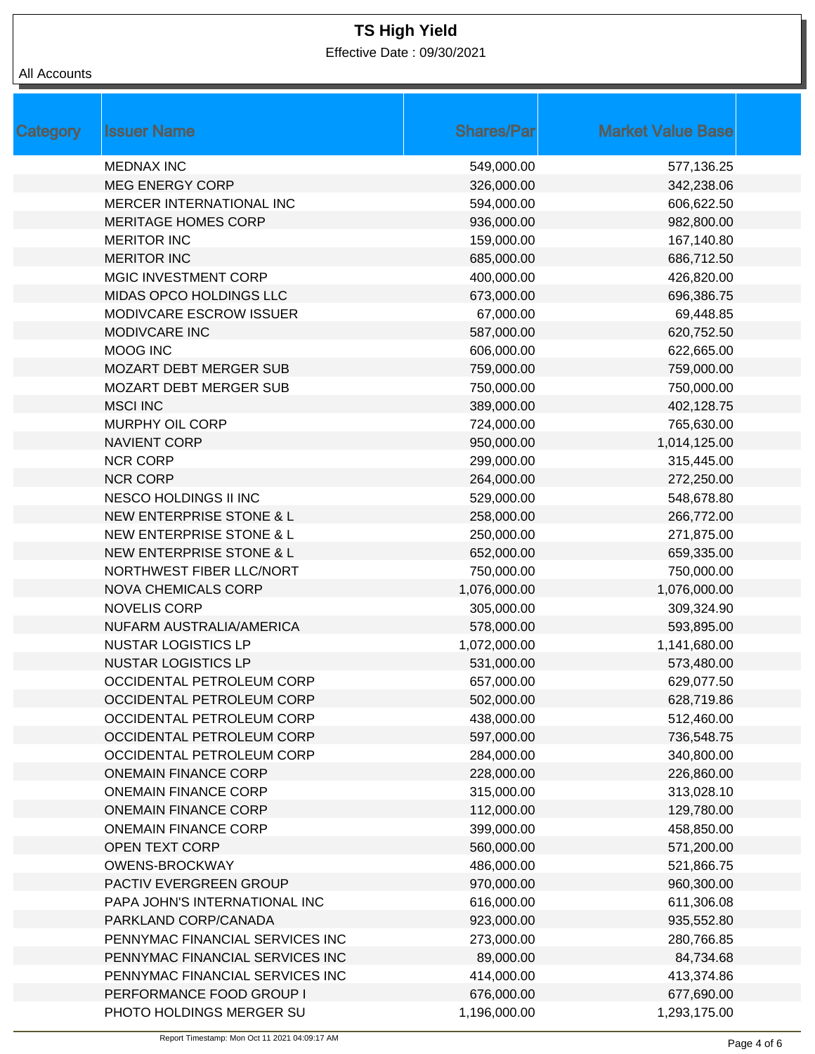# TS High Yield

Effective Date : 09/30/2021

All Accounts

| Category | Issuer Name | Shares/Par | Market Value Base |
|---|---|---|---|
| | MEDNAX INC | 549,000.00 | 577,136.25 |
| | MEG ENERGY CORP | 326,000.00 | 342,238.06 |
| | MERCER INTERNATIONAL INC | 594,000.00 | 606,622.50 |
| | MERITAGE HOMES CORP | 936,000.00 | 982,800.00 |
| | MERITOR INC | 159,000.00 | 167,140.80 |
| | MERITOR INC | 685,000.00 | 686,712.50 |
| | MGIC INVESTMENT CORP | 400,000.00 | 426,820.00 |
| | MIDAS OPCO HOLDINGS LLC | 673,000.00 | 696,386.75 |
| | MODIVCARE ESCROW ISSUER | 67,000.00 | 69,448.85 |
| | MODIVCARE INC | 587,000.00 | 620,752.50 |
| | MOOG INC | 606,000.00 | 622,665.00 |
| | MOZART DEBT MERGER SUB | 759,000.00 | 759,000.00 |
| | MOZART DEBT MERGER SUB | 750,000.00 | 750,000.00 |
| | MSCI INC | 389,000.00 | 402,128.75 |
| | MURPHY OIL CORP | 724,000.00 | 765,630.00 |
| | NAVIENT CORP | 950,000.00 | 1,014,125.00 |
| | NCR CORP | 299,000.00 | 315,445.00 |
| | NCR CORP | 264,000.00 | 272,250.00 |
| | NESCO HOLDINGS II INC | 529,000.00 | 548,678.80 |
| | NEW ENTERPRISE STONE & L | 258,000.00 | 266,772.00 |
| | NEW ENTERPRISE STONE & L | 250,000.00 | 271,875.00 |
| | NEW ENTERPRISE STONE & L | 652,000.00 | 659,335.00 |
| | NORTHWEST FIBER LLC/NORT | 750,000.00 | 750,000.00 |
| | NOVA CHEMICALS CORP | 1,076,000.00 | 1,076,000.00 |
| | NOVELIS CORP | 305,000.00 | 309,324.90 |
| | NUFARM AUSTRALIA/AMERICA | 578,000.00 | 593,895.00 |
| | NUSTAR LOGISTICS LP | 1,072,000.00 | 1,141,680.00 |
| | NUSTAR LOGISTICS LP | 531,000.00 | 573,480.00 |
| | OCCIDENTAL PETROLEUM CORP | 657,000.00 | 629,077.50 |
| | OCCIDENTAL PETROLEUM CORP | 502,000.00 | 628,719.86 |
| | OCCIDENTAL PETROLEUM CORP | 438,000.00 | 512,460.00 |
| | OCCIDENTAL PETROLEUM CORP | 597,000.00 | 736,548.75 |
| | OCCIDENTAL PETROLEUM CORP | 284,000.00 | 340,800.00 |
| | ONEMAIN FINANCE CORP | 228,000.00 | 226,860.00 |
| | ONEMAIN FINANCE CORP | 315,000.00 | 313,028.10 |
| | ONEMAIN FINANCE CORP | 112,000.00 | 129,780.00 |
| | ONEMAIN FINANCE CORP | 399,000.00 | 458,850.00 |
| | OPEN TEXT CORP | 560,000.00 | 571,200.00 |
| | OWENS-BROCKWAY | 486,000.00 | 521,866.75 |
| | PACTIV EVERGREEN GROUP | 970,000.00 | 960,300.00 |
| | PAPA JOHN'S INTERNATIONAL INC | 616,000.00 | 611,306.08 |
| | PARKLAND CORP/CANADA | 923,000.00 | 935,552.80 |
| | PENNYMAC FINANCIAL SERVICES INC | 273,000.00 | 280,766.85 |
| | PENNYMAC FINANCIAL SERVICES INC | 89,000.00 | 84,734.68 |
| | PENNYMAC FINANCIAL SERVICES INC | 414,000.00 | 413,374.86 |
| | PERFORMANCE FOOD GROUP I | 676,000.00 | 677,690.00 |
| | PHOTO HOLDINGS MERGER SU | 1,196,000.00 | 1,293,175.00 |

Report Timestamp: Mon Oct 11 2021 04:09:17 AM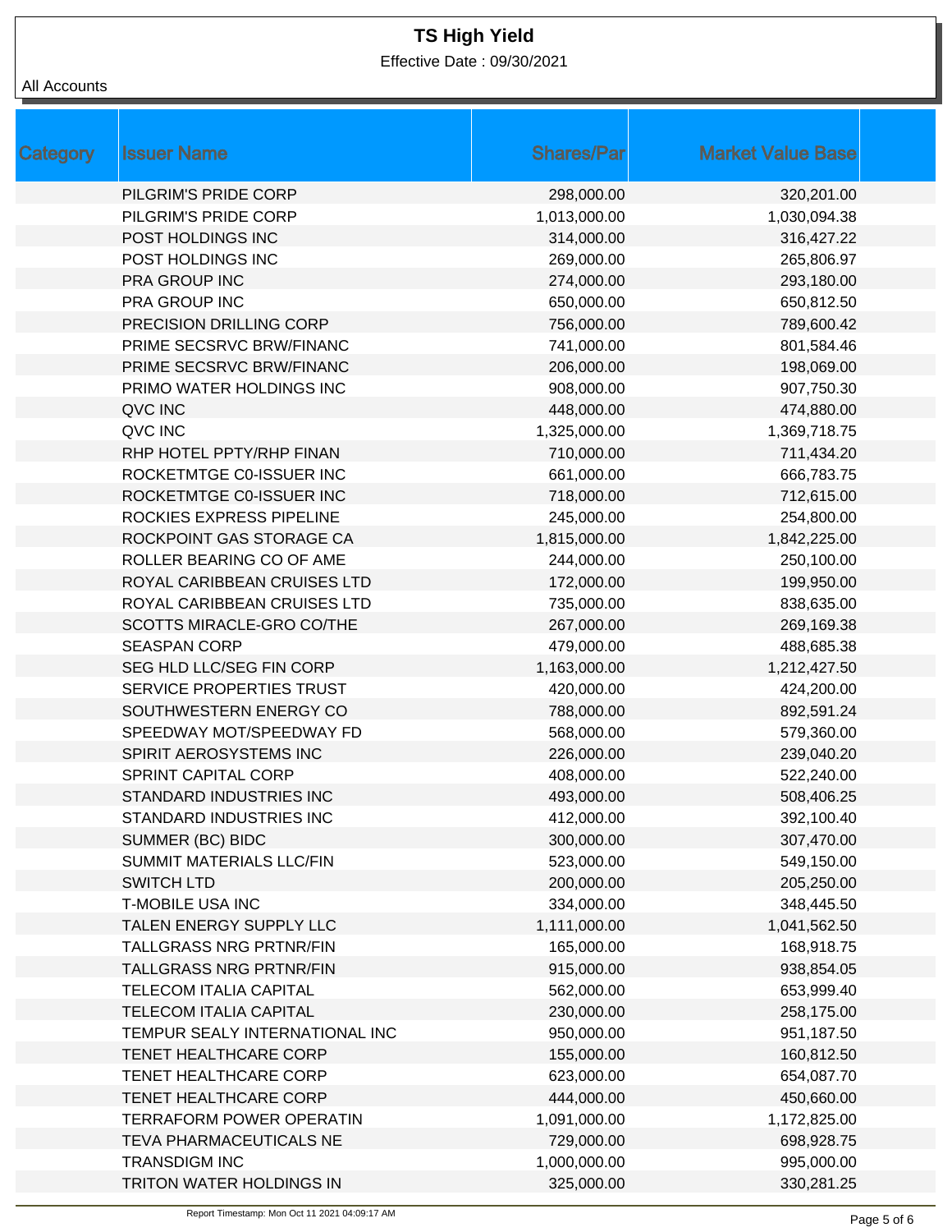# TS High Yield

Effective Date : 09/30/2021

All Accounts

| Category | Issuer Name | Shares/Par | Market Value Base |
|---|---|---|---|
| | PILGRIM'S PRIDE CORP | 298,000.00 | 320,201.00 |
| | PILGRIM'S PRIDE CORP | 1,013,000.00 | 1,030,094.38 |
| | POST HOLDINGS INC | 314,000.00 | 316,427.22 |
| | POST HOLDINGS INC | 269,000.00 | 265,806.97 |
| | PRA GROUP INC | 274,000.00 | 293,180.00 |
| | PRA GROUP INC | 650,000.00 | 650,812.50 |
| | PRECISION DRILLING CORP | 756,000.00 | 789,600.42 |
| | PRIME SECSRVC BRW/FINANC | 741,000.00 | 801,584.46 |
| | PRIME SECSRVC BRW/FINANC | 206,000.00 | 198,069.00 |
| | PRIMO WATER HOLDINGS INC | 908,000.00 | 907,750.30 |
| | QVC INC | 448,000.00 | 474,880.00 |
| | QVC INC | 1,325,000.00 | 1,369,718.75 |
| | RHP HOTEL PPTY/RHP FINAN | 710,000.00 | 711,434.20 |
| | ROCKETMTGE C0-ISSUER INC | 661,000.00 | 666,783.75 |
| | ROCKETMTGE C0-ISSUER INC | 718,000.00 | 712,615.00 |
| | ROCKIES EXPRESS PIPELINE | 245,000.00 | 254,800.00 |
| | ROCKPOINT GAS STORAGE CA | 1,815,000.00 | 1,842,225.00 |
| | ROLLER BEARING CO OF AME | 244,000.00 | 250,100.00 |
| | ROYAL CARIBBEAN CRUISES LTD | 172,000.00 | 199,950.00 |
| | ROYAL CARIBBEAN CRUISES LTD | 735,000.00 | 838,635.00 |
| | SCOTTS MIRACLE-GRO CO/THE | 267,000.00 | 269,169.38 |
| | SEASPAN CORP | 479,000.00 | 488,685.38 |
| | SEG HLD LLC/SEG FIN CORP | 1,163,000.00 | 1,212,427.50 |
| | SERVICE PROPERTIES TRUST | 420,000.00 | 424,200.00 |
| | SOUTHWESTERN ENERGY CO | 788,000.00 | 892,591.24 |
| | SPEEDWAY MOT/SPEEDWAY FD | 568,000.00 | 579,360.00 |
| | SPIRIT AEROSYSTEMS INC | 226,000.00 | 239,040.20 |
| | SPRINT CAPITAL CORP | 408,000.00 | 522,240.00 |
| | STANDARD INDUSTRIES INC | 493,000.00 | 508,406.25 |
| | STANDARD INDUSTRIES INC | 412,000.00 | 392,100.40 |
| | SUMMER (BC) BIDC | 300,000.00 | 307,470.00 |
| | SUMMIT MATERIALS LLC/FIN | 523,000.00 | 549,150.00 |
| | SWITCH LTD | 200,000.00 | 205,250.00 |
| | T-MOBILE USA INC | 334,000.00 | 348,445.50 |
| | TALEN ENERGY SUPPLY LLC | 1,111,000.00 | 1,041,562.50 |
| | TALLGRASS NRG PRTNR/FIN | 165,000.00 | 168,918.75 |
| | TALLGRASS NRG PRTNR/FIN | 915,000.00 | 938,854.05 |
| | TELECOM ITALIA CAPITAL | 562,000.00 | 653,999.40 |
| | TELECOM ITALIA CAPITAL | 230,000.00 | 258,175.00 |
| | TEMPUR SEALY INTERNATIONAL INC | 950,000.00 | 951,187.50 |
| | TENET HEALTHCARE CORP | 155,000.00 | 160,812.50 |
| | TENET HEALTHCARE CORP | 623,000.00 | 654,087.70 |
| | TENET HEALTHCARE CORP | 444,000.00 | 450,660.00 |
| | TERRAFORM POWER OPERATIN | 1,091,000.00 | 1,172,825.00 |
| | TEVA PHARMACEUTICALS NE | 729,000.00 | 698,928.75 |
| | TRANSDIGM INC | 1,000,000.00 | 995,000.00 |
| | TRITON WATER HOLDINGS IN | 325,000.00 | 330,281.25 |

Report Timestamp: Mon Oct 11 2021 04:09:17 AM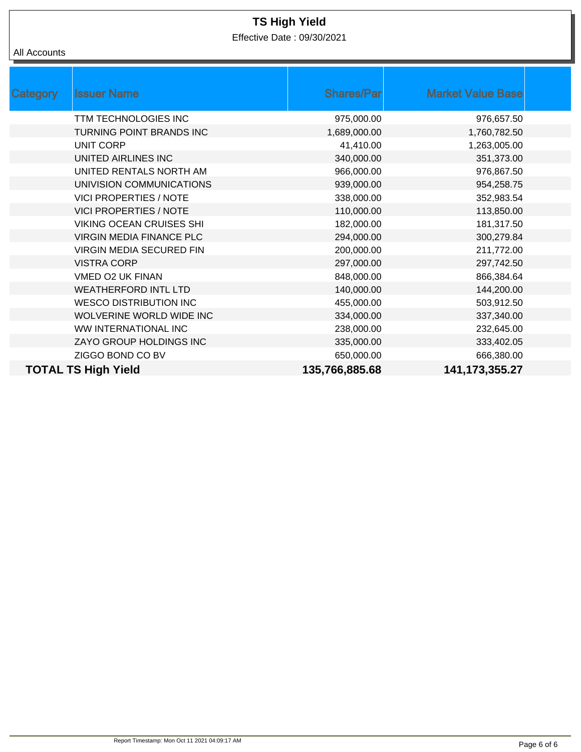# TS High Yield

Effective Date : 09/30/2021

All Accounts

| Category | Issuer Name | Shares/Par | Market Value Base |
|---|---|---|---|
| | TTM TECHNOLOGIES INC | 975,000.00 | 976,657.50 |
| | TURNING POINT BRANDS INC | 1,689,000.00 | 1,760,782.50 |
| | UNIT CORP | 41,410.00 | 1,263,005.00 |
| | UNITED AIRLINES INC | 340,000.00 | 351,373.00 |
| | UNITED RENTALS NORTH AM | 966,000.00 | 976,867.50 |
| | UNIVISION COMMUNICATIONS | 939,000.00 | 954,258.75 |
| | VICI PROPERTIES / NOTE | 338,000.00 | 352,983.54 |
| | VICI PROPERTIES / NOTE | 110,000.00 | 113,850.00 |
| | VIKING OCEAN CRUISES SHI | 182,000.00 | 181,317.50 |
| | VIRGIN MEDIA FINANCE PLC | 294,000.00 | 300,279.84 |
| | VIRGIN MEDIA SECURED FIN | 200,000.00 | 211,772.00 |
| | VISTRA CORP | 297,000.00 | 297,742.50 |
| | VMED O2 UK FINAN | 848,000.00 | 866,384.64 |
| | WEATHERFORD INTL LTD | 140,000.00 | 144,200.00 |
| | WESCO DISTRIBUTION INC | 455,000.00 | 503,912.50 |
| | WOLVERINE WORLD WIDE INC | 334,000.00 | 337,340.00 |
| | WW INTERNATIONAL INC | 238,000.00 | 232,645.00 |
| | ZAYO GROUP HOLDINGS INC | 335,000.00 | 333,402.05 |
| | ZIGGO BOND CO BV | 650,000.00 | 666,380.00 |
| **TOTAL TS High Yield** | | **135,766,885.68** | **141,173,355.27** |

Report Timestamp: Mon Oct 11 2021 04:09:17 AM